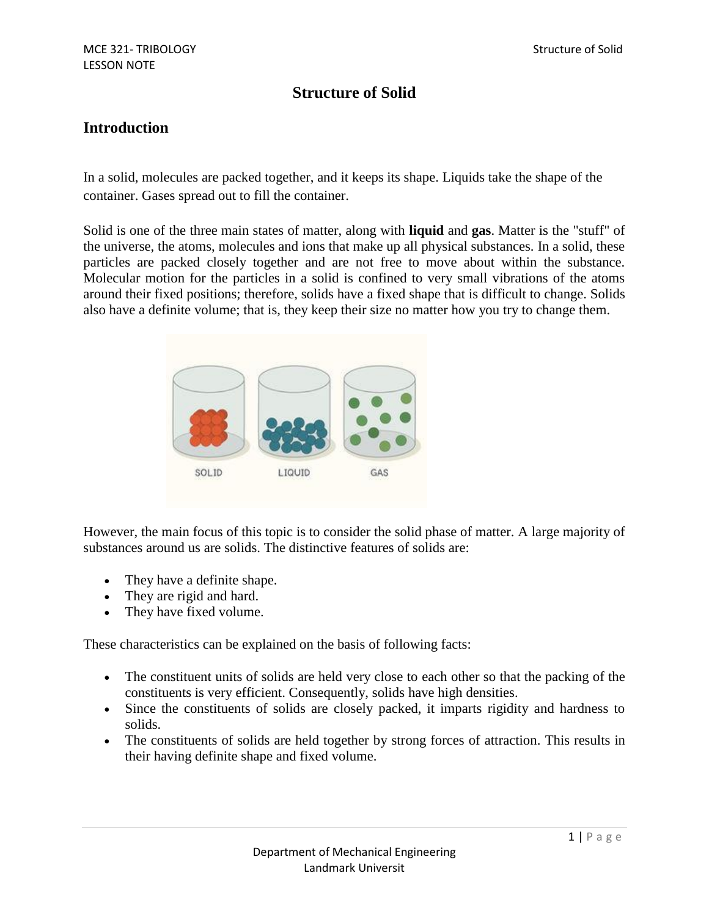# Structure of Solid

## Introduction

In a solid, molecules are packed together, and it keeps its shape. Liquids take the shape of the container. Gases spread out to fill the container.

Solid is one of the three main states of matter, along with **liquid** and **gas**. Matter is the "stuff" of the universe, the atoms, molecules and ions that make up all physical substances. In a solid, these particles are packed closely together and are not free to move about within the substance. Molecular motion for the particles in a solid is confined to very small vibrations of the atoms around their fixed positions; therefore, solids have a fixed shape that is difficult to change. Solids also have a definite volume; that is, they keep their size no matter how you try to change them.

However, the main focus of this topic is to consider the solid phase of matter. A large majority of substances around us are solids. The distinctive features of solids are:

- They have a definite shape.
- They are rigid and hard.
- They have fixed volume.

These characteristics can be explained on the basis of following facts:

- The constituent units of solids are held very close to each other so that the packing of the constituents is very efficient. Consequently, solids have high densities.
- Since the constituents of solids are closely packed, it imparts rigidity and hardness to solids.
- The constituents of solids are held together by strong forces of attraction. This results in their having definite shape and fixed volume.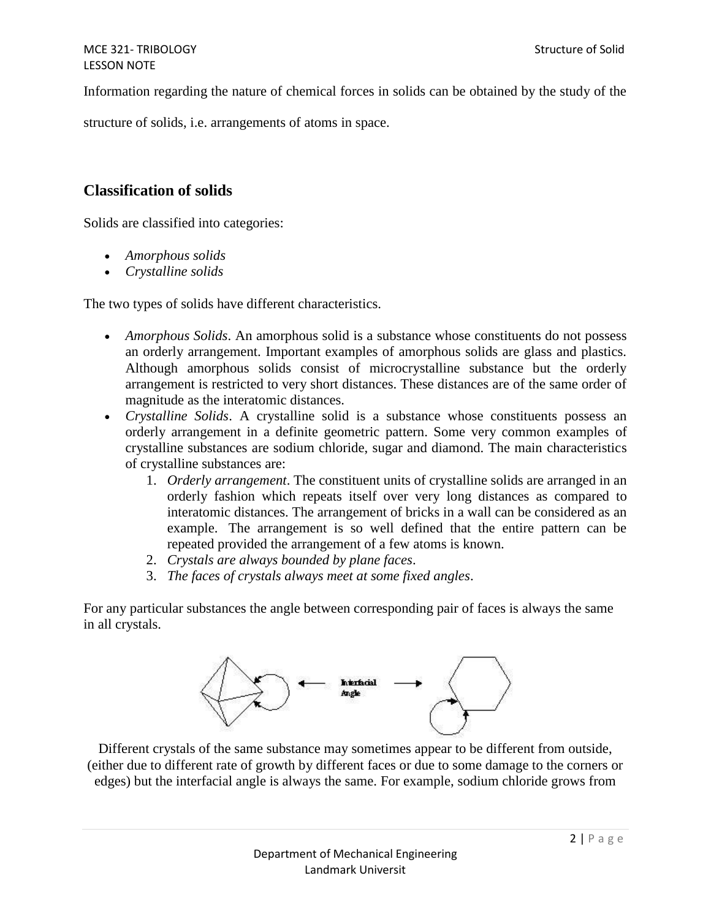Information regarding the nature of chemical forces in solids can be obtained by the study of the structure of solids, i.e. arrangements of atoms in space.

## Classification of solids

Solids are classified into categories:

- *Amorphous solids*
- *Crystalline solids*

The two types of solids have different characteristics.

- *Amorphous Solids*. An amorphous solid is a substance whose constituents do not possess an orderly arrangement. Important examples of amorphous solids are glass and plastics. Although amorphous solids consist of microcrystalline substance but the orderly arrangement is restricted to very short distances. These distances are of the same order of magnitude as the interatomic distances.
- *Crystalline Solids*. A crystalline solid is a substance whose constituents possess an orderly arrangement in a definite geometric pattern. Some very common examples of crystalline substances are sodium chloride, sugar and diamond. The main characteristics of crystalline substances are:
  1. *Orderly arrangement*. The constituent units of crystalline solids are arranged in an orderly fashion which repeats itself over very long distances as compared to interatomic distances. The arrangement of bricks in a wall can be considered as an example. The arrangement is so well defined that the entire pattern can be repeated provided the arrangement of a few atoms is known.
  2. *Crystals are always bounded by plane faces*.
  3. *The faces of crystals always meet at some fixed angles*.

For any particular substances the angle between corresponding pair of faces is always the same in all crystals.

Interfacial Angle

Different crystals of the same substance may sometimes appear to be different from outside, (either due to different rate of growth by different faces or due to some damage to the corners or edges) but the interfacial angle is always the same. For example, sodium chloride grows from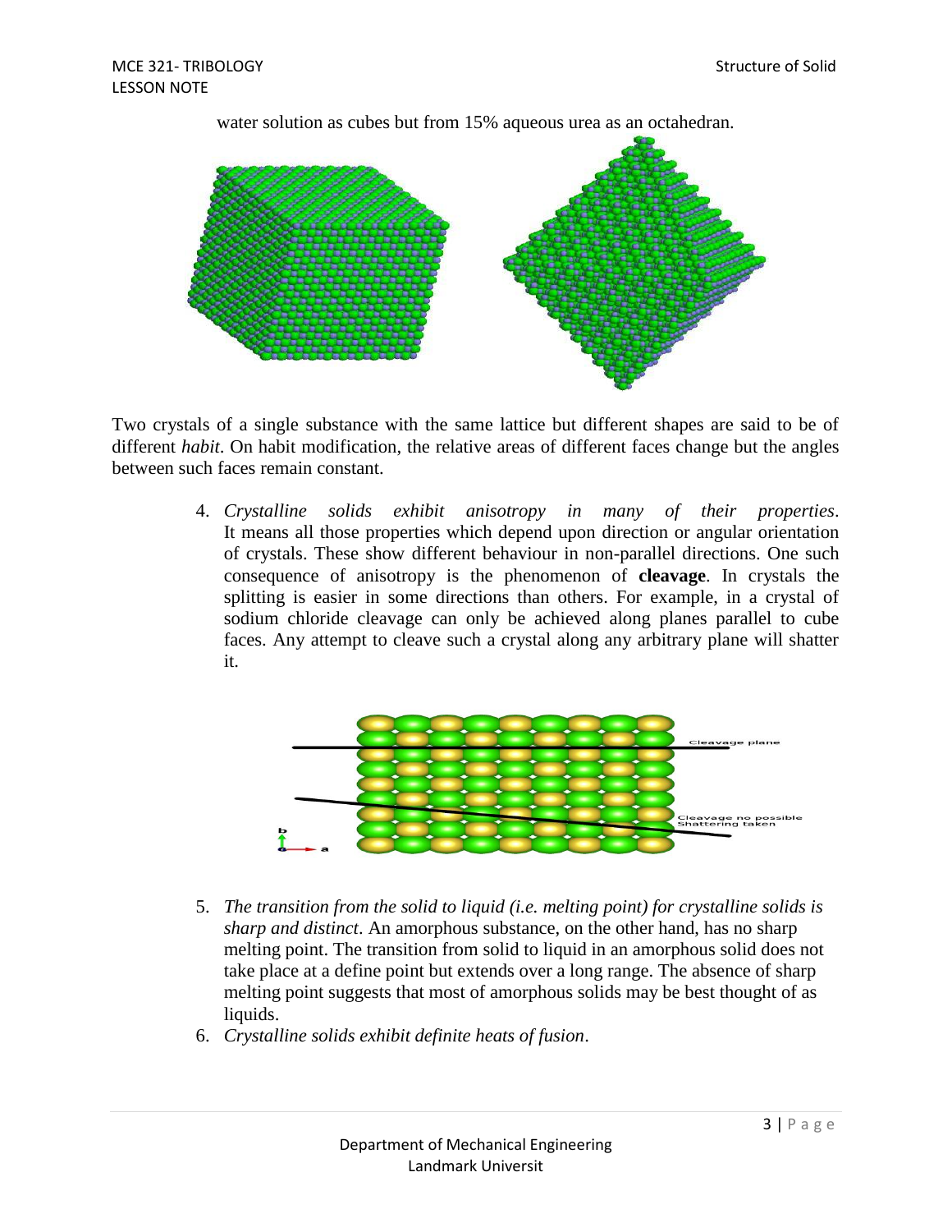water solution as cubes but from 15% aqueous urea as an octahedran.

Two crystals of a single substance with the same lattice but different shapes are said to be of different *habit*. On habit modification, the relative areas of different faces change but the angles between such faces remain constant.

4. *Crystalline solids exhibit anisotropy in many of their properties*. It means all those properties which depend upon direction or angular orientation of crystals. These show different behaviour in non-parallel directions. One such consequence of anisotropy is the phenomenon of **cleavage**. In crystals the splitting is easier in some directions than others. For example, in a crystal of sodium chloride cleavage can only be achieved along planes parallel to cube faces. Any attempt to cleave such a crystal along any arbitrary plane will shatter it.

5. *The transition from the solid to liquid (i.e. melting point) for crystalline solids is sharp and distinct*. An amorphous substance, on the other hand, has no sharp melting point. The transition from solid to liquid in an amorphous solid does not take place at a define point but extends over a long range. The absence of sharp melting point suggests that most of amorphous solids may be best thought of as liquids.
6. *Crystalline solids exhibit definite heats of fusion*.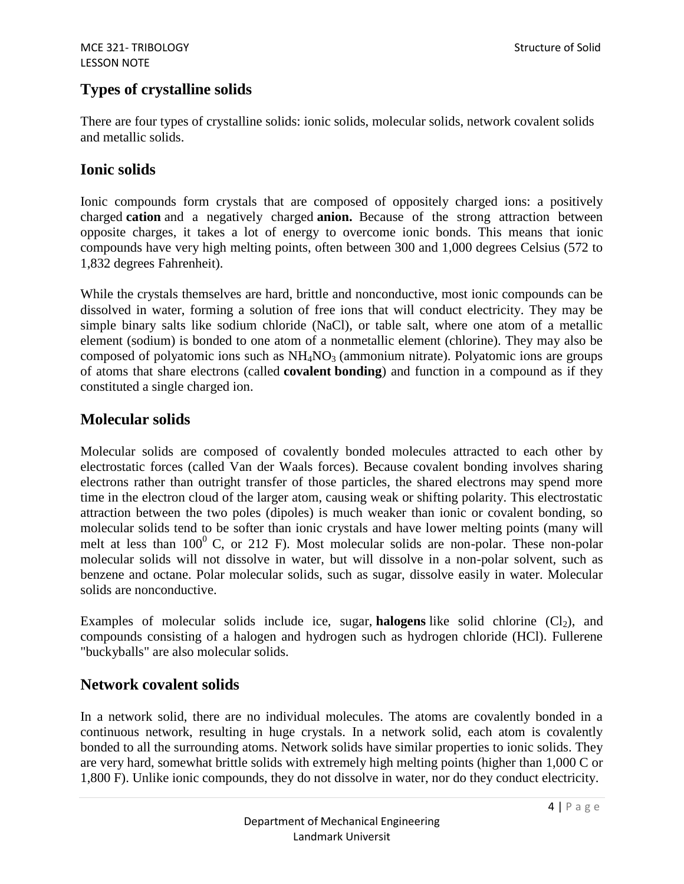## Types of crystalline solids

There are four types of crystalline solids: ionic solids, molecular solids, network covalent solids and metallic solids.

## Ionic solids

Ionic compounds form crystals that are composed of oppositely charged ions: a positively charged **cation** and a negatively charged **anion.** Because of the strong attraction between opposite charges, it takes a lot of energy to overcome ionic bonds. This means that ionic compounds have very high melting points, often between 300 and 1,000 degrees Celsius (572 to 1,832 degrees Fahrenheit).

While the crystals themselves are hard, brittle and nonconductive, most ionic compounds can be dissolved in water, forming a solution of free ions that will conduct electricity. They may be simple binary salts like sodium chloride (NaCl), or table salt, where one atom of a metallic element (sodium) is bonded to one atom of a nonmetallic element (chlorine). They may also be composed of polyatomic ions such as $NH_4NO_3$ (ammonium nitrate). Polyatomic ions are groups of atoms that share electrons (called **covalent bonding**) and function in a compound as if they constituted a single charged ion.

## Molecular solids

Molecular solids are composed of covalently bonded molecules attracted to each other by electrostatic forces (called Van der Waals forces). Because covalent bonding involves sharing electrons rather than outright transfer of those particles, the shared electrons may spend more time in the electron cloud of the larger atom, causing weak or shifting polarity. This electrostatic attraction between the two poles (dipoles) is much weaker than ionic or covalent bonding, so molecular solids tend to be softer than ionic crystals and have lower melting points (many will melt at less than $100^0$ C, or 212 F). Most molecular solids are non-polar. These non-polar molecular solids will not dissolve in water, but will dissolve in a non-polar solvent, such as benzene and octane. Polar molecular solids, such as sugar, dissolve easily in water. Molecular solids are nonconductive.

Examples of molecular solids include ice, sugar, **halogens** like solid chlorine ($Cl_2$), and compounds consisting of a halogen and hydrogen such as hydrogen chloride (HCl). Fullerene "buckyballs" are also molecular solids.

## Network covalent solids

In a network solid, there are no individual molecules. The atoms are covalently bonded in a continuous network, resulting in huge crystals. In a network solid, each atom is covalently bonded to all the surrounding atoms. Network solids have similar properties to ionic solids. They are very hard, somewhat brittle solids with extremely high melting points (higher than 1,000 C or 1,800 F). Unlike ionic compounds, they do not dissolve in water, nor do they conduct electricity.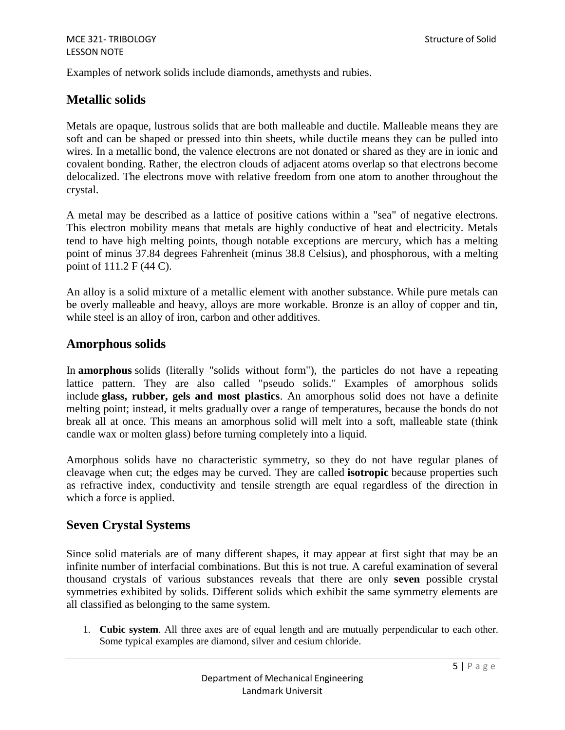Examples of network solids include diamonds, amethysts and rubies.

## Metallic solids

Metals are opaque, lustrous solids that are both malleable and ductile. Malleable means they are soft and can be shaped or pressed into thin sheets, while ductile means they can be pulled into wires. In a metallic bond, the valence electrons are not donated or shared as they are in ionic and covalent bonding. Rather, the electron clouds of adjacent atoms overlap so that electrons become delocalized. The electrons move with relative freedom from one atom to another throughout the crystal.

A metal may be described as a lattice of positive cations within a "sea" of negative electrons. This electron mobility means that metals are highly conductive of heat and electricity. Metals tend to have high melting points, though notable exceptions are mercury, which has a melting point of minus 37.84 degrees Fahrenheit (minus 38.8 Celsius), and phosphorous, with a melting point of 111.2 F (44 C).

An alloy is a solid mixture of a metallic element with another substance. While pure metals can be overly malleable and heavy, alloys are more workable. Bronze is an alloy of copper and tin, while steel is an alloy of iron, carbon and other additives.

## Amorphous solids

In **amorphous** solids (literally "solids without form"), the particles do not have a repeating lattice pattern. They are also called "pseudo solids." Examples of amorphous solids include **glass, rubber, gels and most plastics**. An amorphous solid does not have a definite melting point; instead, it melts gradually over a range of temperatures, because the bonds do not break all at once. This means an amorphous solid will melt into a soft, malleable state (think candle wax or molten glass) before turning completely into a liquid.

Amorphous solids have no characteristic symmetry, so they do not have regular planes of cleavage when cut; the edges may be curved. They are called **isotropic** because properties such as refractive index, conductivity and tensile strength are equal regardless of the direction in which a force is applied.

## Seven Crystal Systems

Since solid materials are of many different shapes, it may appear at first sight that may be an infinite number of interfacial combinations. But this is not true. A careful examination of several thousand crystals of various substances reveals that there are only **seven** possible crystal symmetries exhibited by solids. Different solids which exhibit the same symmetry elements are all classified as belonging to the same system.

1. **Cubic system**. All three axes are of equal length and are mutually perpendicular to each other. Some typical examples are diamond, silver and cesium chloride.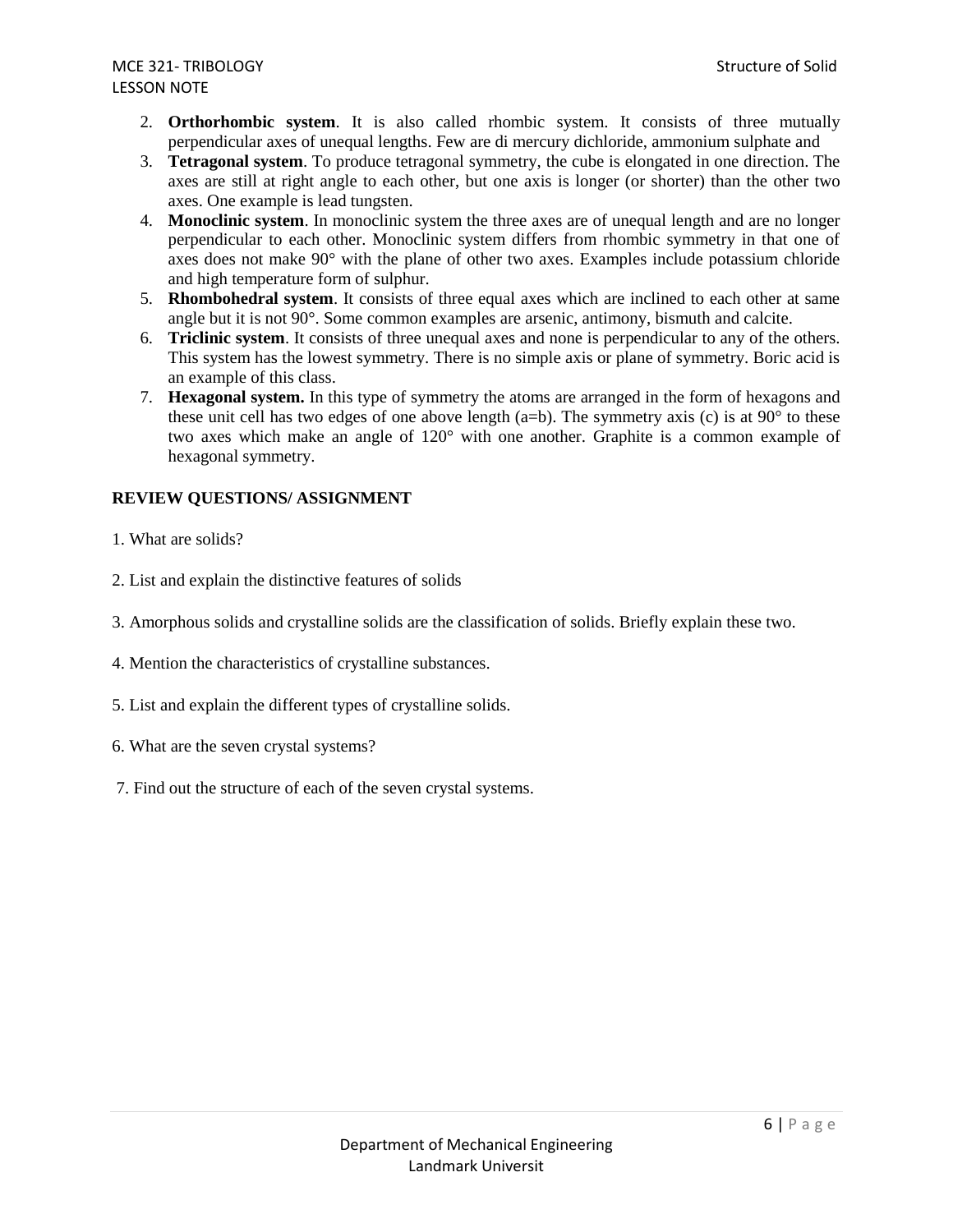2. **Orthorhombic system**. It is also called rhombic system. It consists of three mutually perpendicular axes of unequal lengths. Few are di mercury dichloride, ammonium sulphate and
3. **Tetragonal system**. To produce tetragonal symmetry, the cube is elongated in one direction. The axes are still at right angle to each other, but one axis is longer (or shorter) than the other two axes. One example is lead tungsten.
4. **Monoclinic system**. In monoclinic system the three axes are of unequal length and are no longer perpendicular to each other. Monoclinic system differs from rhombic symmetry in that one of axes does not make 90° with the plane of other two axes. Examples include potassium chloride and high temperature form of sulphur.
5. **Rhombohedral system**. It consists of three equal axes which are inclined to each other at same angle but it is not 90°. Some common examples are arsenic, antimony, bismuth and calcite.
6. **Triclinic system**. It consists of three unequal axes and none is perpendicular to any of the others. This system has the lowest symmetry. There is no simple axis or plane of symmetry. Boric acid is an example of this class.
7. **Hexagonal system.** In this type of symmetry the atoms are arranged in the form of hexagons and these unit cell has two edges of one above length (a=b). The symmetry axis (c) is at 90° to these two axes which make an angle of 120° with one another. Graphite is a common example of hexagonal symmetry.

**REVIEW QUESTIONS/ ASSIGNMENT**

1. What are solids?

2. List and explain the distinctive features of solids

3. Amorphous solids and crystalline solids are the classification of solids. Briefly explain these two.

4. Mention the characteristics of crystalline substances.

5. List and explain the different types of crystalline solids.

6. What are the seven crystal systems?

7. Find out the structure of each of the seven crystal systems.